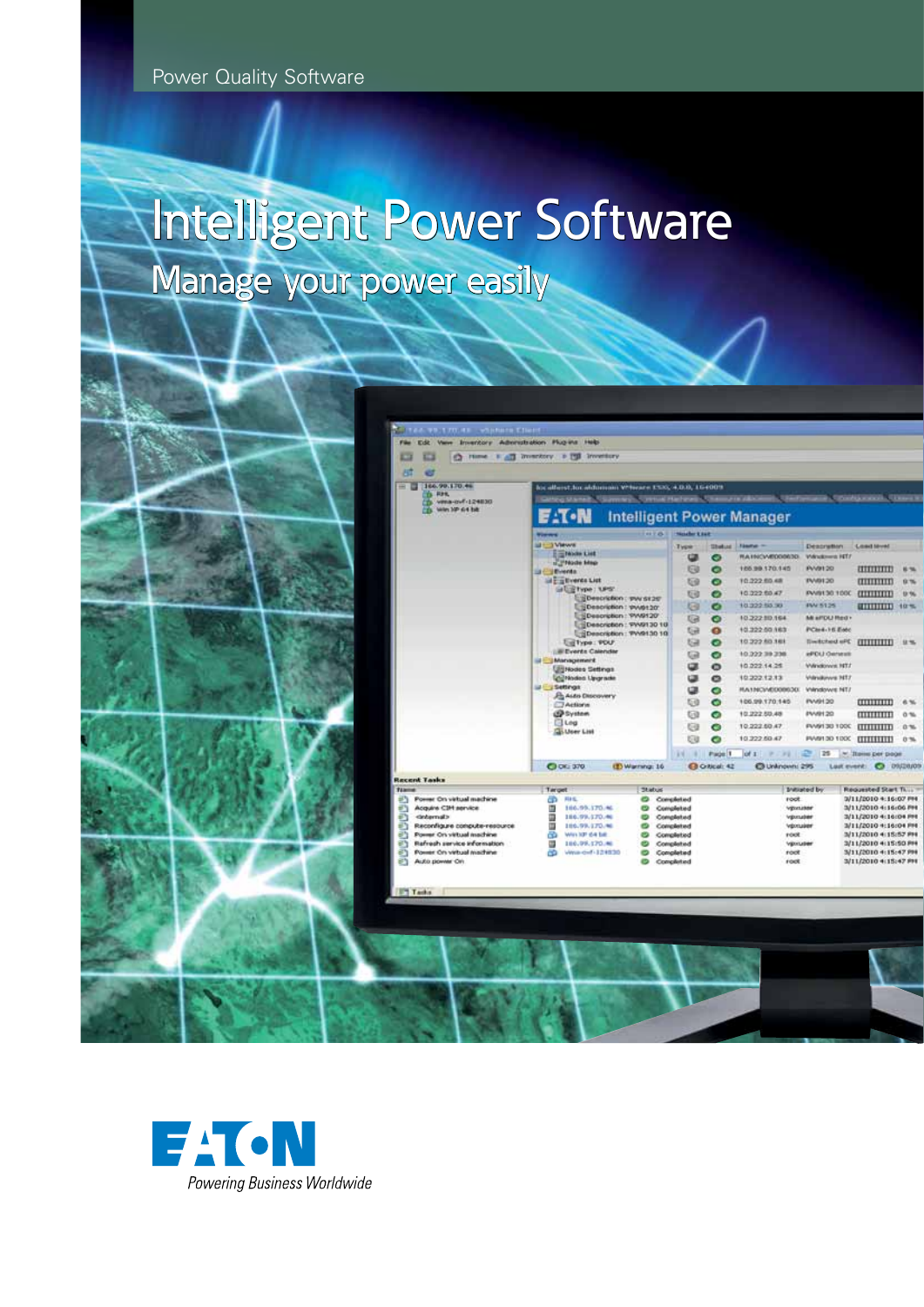Power Quality Software

# Intelligent Power Software

## Manage your power easily

EATON

*Powering Business Worldwide*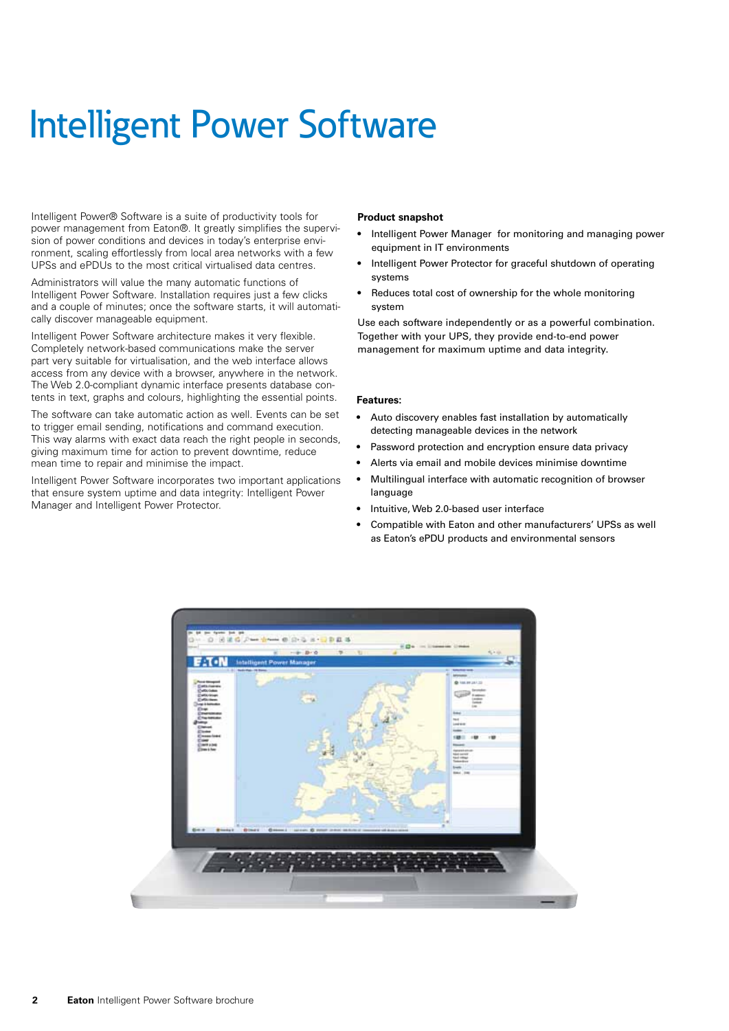# Intelligent Power Software

Intelligent Power® Software is a suite of productivity tools for power management from Eaton®. It greatly simplifies the supervision of power conditions and devices in today's enterprise environment, scaling effortlessly from local area networks with a few UPSs and ePDUs to the most critical virtualised data centres.

Administrators will value the many automatic functions of Intelligent Power Software. Installation requires just a few clicks and a couple of minutes; once the software starts, it will automatically discover manageable equipment.

Intelligent Power Software architecture makes it very flexible. Completely network-based communications make the server part very suitable for virtualisation, and the web interface allows access from any device with a browser, anywhere in the network. The Web 2.0-compliant dynamic interface presents database contents in text, graphs and colours, highlighting the essential points.

The software can take automatic action as well. Events can be set to trigger email sending, notifications and command execution. This way alarms with exact data reach the right people in seconds, giving maximum time for action to prevent downtime, reduce mean time to repair and minimise the impact.

Intelligent Power Software incorporates two important applications that ensure system uptime and data integrity: Intelligent Power Manager and Intelligent Power Protector.

**Product snapshot**

- Intelligent Power Manager for monitoring and managing power equipment in IT environments
- Intelligent Power Protector for graceful shutdown of operating systems
- Reduces total cost of ownership for the whole monitoring system

Use each software independently or as a powerful combination. Together with your UPS, they provide end-to-end power management for maximum uptime and data integrity.

**Features:**

- Auto discovery enables fast installation by automatically detecting manageable devices in the network
- Password protection and encryption ensure data privacy
- Alerts via email and mobile devices minimise downtime
- Multilingual interface with automatic recognition of browser language
- Intuitive, Web 2.0-based user interface
- Compatible with Eaton and other manufacturers' UPSs as well as Eaton's ePDU products and environmental sensors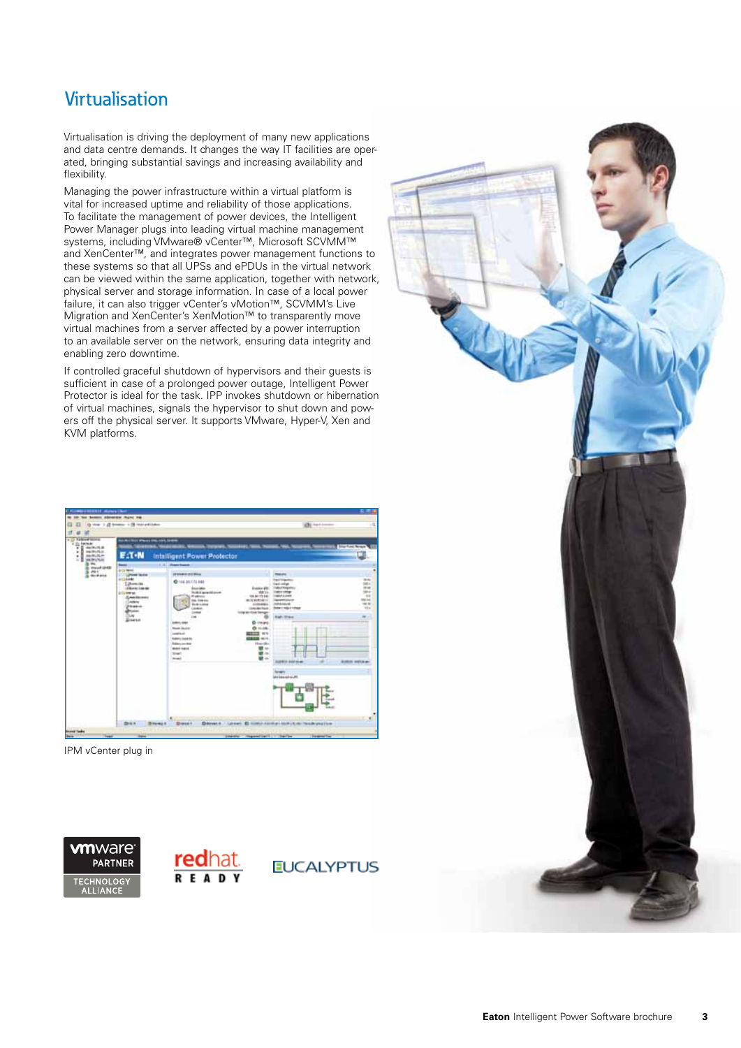# Virtualisation

Virtualisation is driving the deployment of many new applications and data centre demands. It changes the way IT facilities are operated, bringing substantial savings and increasing availability and flexibility.

Managing the power infrastructure within a virtual platform is vital for increased uptime and reliability of those applications. To facilitate the management of power devices, the Intelligent Power Manager plugs into leading virtual machine management systems, including VMware® vCenter™, Microsoft SCVMM™ and XenCenter™, and integrates power management functions to these systems so that all UPSs and ePDUs in the virtual network can be viewed within the same application, together with network, physical server and storage information. In case of a local power failure, it can also trigger vCenter's vMotion™, SCVMM's Live Migration and XenCenter's XenMotion™ to transparently move virtual machines from a server affected by a power interruption to an available server on the network, ensuring data integrity and enabling zero downtime.

If controlled graceful shutdown of hypervisors and their guests is sufficient in case of a prolonged power outage, Intelligent Power Protector is ideal for the task. IPP invokes shutdown or hibernation of virtual machines, signals the hypervisor to shut down and powers off the physical server. It supports VMware, Hyper-V, Xen and KVM platforms.

IPM vCenter plug in

vmware PARTNER TECHNOLOGY ALLIANCE

redhat READY

EUCALYPTUS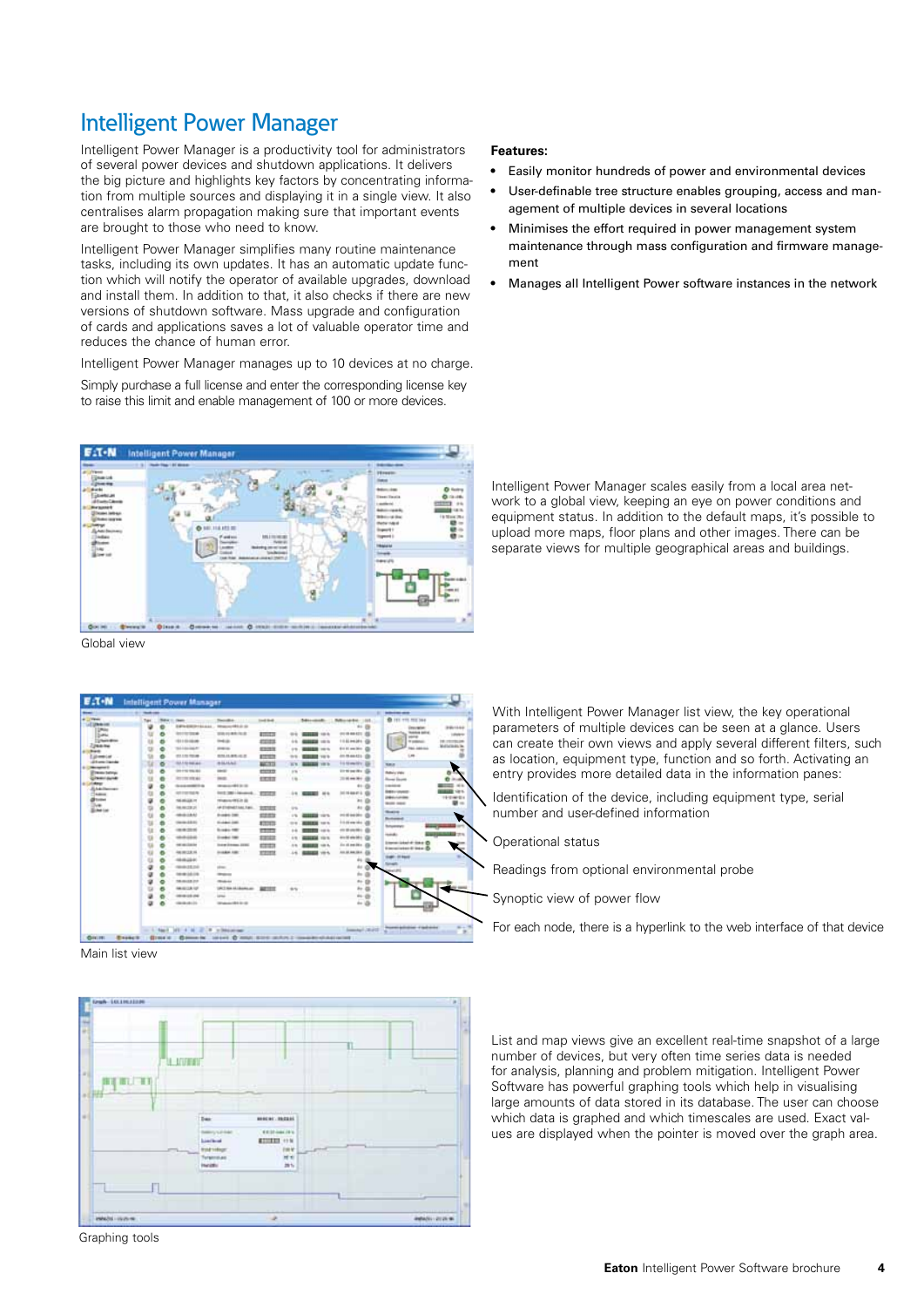# Intelligent Power Manager

Intelligent Power Manager is a productivity tool for administrators of several power devices and shutdown applications. It delivers the big picture and highlights key factors by concentrating information from multiple sources and displaying it in a single view. It also centralises alarm propagation making sure that important events are brought to those who need to know.

Intelligent Power Manager simplifies many routine maintenance tasks, including its own updates. It has an automatic update function which will notify the operator of available upgrades, download and install them. In addition to that, it also checks if there are new versions of shutdown software. Mass upgrade and configuration of cards and applications saves a lot of valuable operator time and reduces the chance of human error.

Intelligent Power Manager manages up to 10 devices at no charge.

Simply purchase a full license and enter the corresponding license key to raise this limit and enable management of 100 or more devices.

**Features:**

- Easily monitor hundreds of power and environmental devices
- User-definable tree structure enables grouping, access and management of multiple devices in several locations
- Minimises the effort required in power management system maintenance through mass configuration and firmware management
- Manages all Intelligent Power software instances in the network

Global view

Intelligent Power Manager scales easily from a local area network to a global view, keeping an eye on power conditions and equipment status. In addition to the default maps, it's possible to upload more maps, floor plans and other images. There can be separate views for multiple geographical areas and buildings.

Main list view

With Intelligent Power Manager list view, the key operational parameters of multiple devices can be seen at a glance. Users can create their own views and apply several filters, such as location, equipment type, function and so forth. Activating an entry provides more detailed data in the information panes:

Identification of the device, including equipment type, serial number and user-defined information

Operational status

Readings from optional environmental probe

Synoptic view of power flow

For each node, there is a hyperlink to the web interface of that device

Graphing tools

List and map views give an excellent real-time snapshot of a large number of devices, but very often time series data is needed for analysis, planning and problem mitigation. Intelligent Power Software has powerful graphing tools which help in visualising large amounts of data stored in its database. The user can choose which data is graphed and which timescales are used. Exact values are displayed when the pointer is moved over the graph area.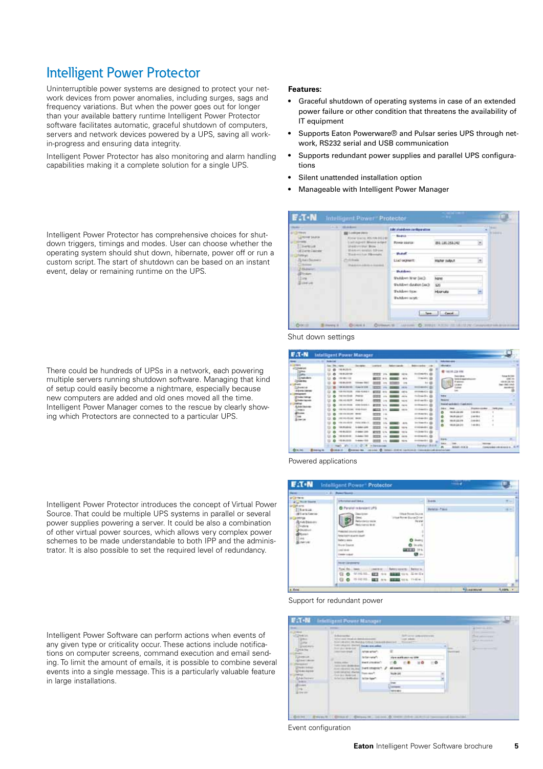# Intelligent Power Protector

Uninterruptible power systems are designed to protect your network devices from power anomalies, including surges, sags and frequency variations. But when the power goes out for longer than your available battery runtime Intelligent Power Protector software facilitates automatic, graceful shutdown of computers, servers and network devices powered by a UPS, saving all work-in-progress and ensuring data integrity.

Intelligent Power Protector has also monitoring and alarm handling capabilities making it a complete solution for a single UPS.

**Features:**

- Graceful shutdown of operating systems in case of an extended power failure or other condition that threatens the availability of IT equipment
- Supports Eaton Powerware® and Pulsar series UPS through network, RS232 serial and USB communication
- Supports redundant power supplies and parallel UPS configurations
- Silent unattended installation option
- Manageable with Intelligent Power Manager

Intelligent Power Protector has comprehensive choices for shutdown triggers, timings and modes. User can choose whether the operating system should shut down, hibernate, power off or run a custom script. The start of shutdown can be based on an instant event, delay or remaining runtime on the UPS.

Shut down settings

There could be hundreds of UPSs in a network, each powering multiple servers running shutdown software. Managing that kind of setup could easily become a nightmare, especially because new computers are added and old ones moved all the time. Intelligent Power Manager comes to the rescue by clearly showing which Protectors are connected to a particular UPS.

Powered applications

Intelligent Power Protector introduces the concept of Virtual Power Source. That could be multiple UPS systems in parallel or several power supplies powering a server. It could be also a combination of other virtual power sources, which allows very complex power schemes to be made understandable to both IPP and the administrator. It is also possible to set the required level of redundancy.

Support for redundant power

Intelligent Power Software can perform actions when events of any given type or criticality occur. These actions include notifications on computer screens, command execution and email sending. To limit the amount of emails, it is possible to combine several events into a single message. This is a particularly valuable feature in large installations.

Event configuration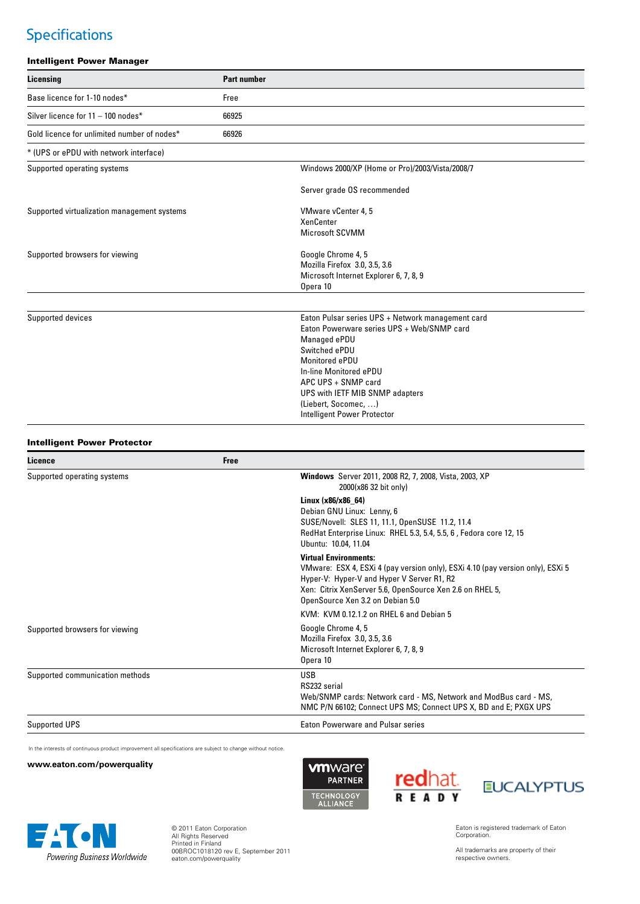# Specifications

### Intelligent Power Manager

| Licensing | Part number | |
|---|---|---|
| Base licence for 1-10 nodes* | Free | |
| Silver licence for 11 – 100 nodes* | 66925 | |
| Gold licence for unlimited number of nodes* | 66926 | |
| * (UPS or ePDU with network interface) | | |
| Supported operating systems | | Windows 2000/XP (Home or Pro)/2003/Vista/2008/7<br><br>Server grade OS recommended |
| Supported virtualization management systems | | VMware vCenter 4, 5<br>XenCenter<br>Microsoft SCVMM |
| Supported browsers for viewing | | Google Chrome 4, 5<br>Mozilla Firefox 3.0, 3.5, 3.6<br>Microsoft Internet Explorer 6, 7, 8, 9<br>Opera 10 |
| Supported devices | | Eaton Pulsar series UPS + Network management card<br>Eaton Powerware series UPS + Web/SNMP card<br>Managed ePDU<br>Switched ePDU<br>Monitored ePDU<br>In-line Monitored ePDU<br>APC UPS + SNMP card<br>UPS with IETF MIB SNMP adapters<br>(Liebert, Socomec, …)<br>Intelligent Power Protector |

### Intelligent Power Protector

| Licence | Free | |
|---|---|---|
| Supported operating systems | | **Windows** Server 2011, 2008 R2, 7, 2008, Vista, 2003, XP 2000(x86 32 bit only)<br><br>**Linux (x86/x86_64)**<br>Debian GNU Linux: Lenny, 6<br>SUSE/Novell: SLES 11, 11.1, OpenSUSE 11.2, 11.4<br>RedHat Enterprise Linux: RHEL 5.3, 5.4, 5.5, 6 , Fedora core 12, 15<br>Ubuntu: 10.04, 11.04<br><br>**Virtual Environments:**<br>VMware: ESX 4, ESXi 4 (pay version only), ESXi 4.10 (pay version only), ESXi 5<br>Hyper-V: Hyper-V and Hyper V Server R1, R2<br>Xen: Citrix XenServer 5.6, OpenSource Xen 2.6 on RHEL 5,<br>OpenSource Xen 3.2 on Debian 5.0<br><br>KVM: KVM 0.12.1.2 on RHEL 6 and Debian 5 |
| Supported browsers for viewing | | Google Chrome 4, 5<br>Mozilla Firefox 3.0, 3.5, 3.6<br>Microsoft Internet Explorer 6, 7, 8, 9<br>Opera 10 |
| Supported communication methods | | USB<br>RS232 serial<br>Web/SNMP cards: Network card - MS, Network and ModBus card - MS,<br>NMC P/N 66102; Connect UPS MS; Connect UPS X, BD and E; PXGX UPS |
| Supported UPS | | Eaton Powerware and Pulsar series |

In the interests of continuous product improvement all specifications are subject to change without notice.

**www.eaton.com/powerquality**

vmware PARTNER TECHNOLOGY ALLIANCE

redhat. READY

EUCALYPTUS

EATON
Powering Business Worldwide

© 2011 Eaton Corporation
All Rights Reserved
Printed in Finland
00BROC1018120 rev E, September 2011
eaton.com/powerquality

Eaton is registered trademark of Eaton Corporation.

All trademarks are property of their respective owners.